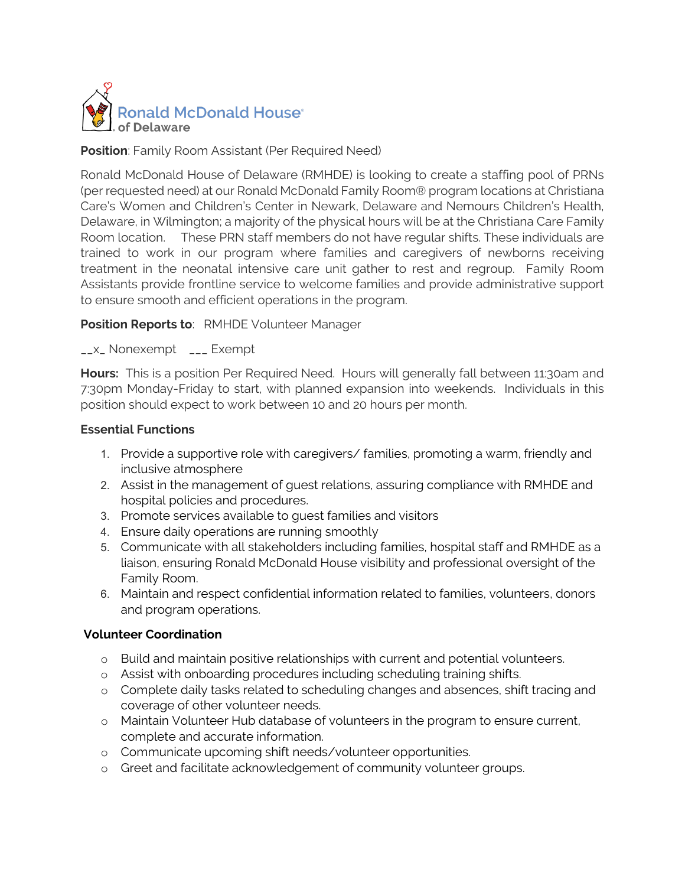Ronald McDonald House® of Delaware

**Position**: Family Room Assistant (Per Required Need)

Ronald McDonald House of Delaware (RMHDE) is looking to create a staffing pool of PRNs (per requested need) at our Ronald McDonald Family Room® program locations at Christiana Care's Women and Children's Center in Newark, Delaware and Nemours Children's Health, Delaware, in Wilmington; a majority of the physical hours will be at the Christiana Care Family Room location. These PRN staff members do not have regular shifts. These individuals are trained to work in our program where families and caregivers of newborns receiving treatment in the neonatal intensive care unit gather to rest and regroup. Family Room Assistants provide frontline service to welcome families and provide administrative support to ensure smooth and efficient operations in the program.

**Position Reports to**: RMHDE Volunteer Manager

__x_ Nonexempt ___ Exempt

**Hours:** This is a position Per Required Need. Hours will generally fall between 11:30am and 7:30pm Monday-Friday to start, with planned expansion into weekends. Individuals in this position should expect to work between 10 and 20 hours per month.

**Essential Functions**

1. Provide a supportive role with caregivers/ families, promoting a warm, friendly and inclusive atmosphere
2. Assist in the management of guest relations, assuring compliance with RMHDE and hospital policies and procedures.
3. Promote services available to guest families and visitors
4. Ensure daily operations are running smoothly
5. Communicate with all stakeholders including families, hospital staff and RMHDE as a liaison, ensuring Ronald McDonald House visibility and professional oversight of the Family Room.
6. Maintain and respect confidential information related to families, volunteers, donors and program operations.

**Volunteer Coordination**

- Build and maintain positive relationships with current and potential volunteers.
- Assist with onboarding procedures including scheduling training shifts.
- Complete daily tasks related to scheduling changes and absences, shift tracing and coverage of other volunteer needs.
- Maintain Volunteer Hub database of volunteers in the program to ensure current, complete and accurate information.
- Communicate upcoming shift needs/volunteer opportunities.
- Greet and facilitate acknowledgement of community volunteer groups.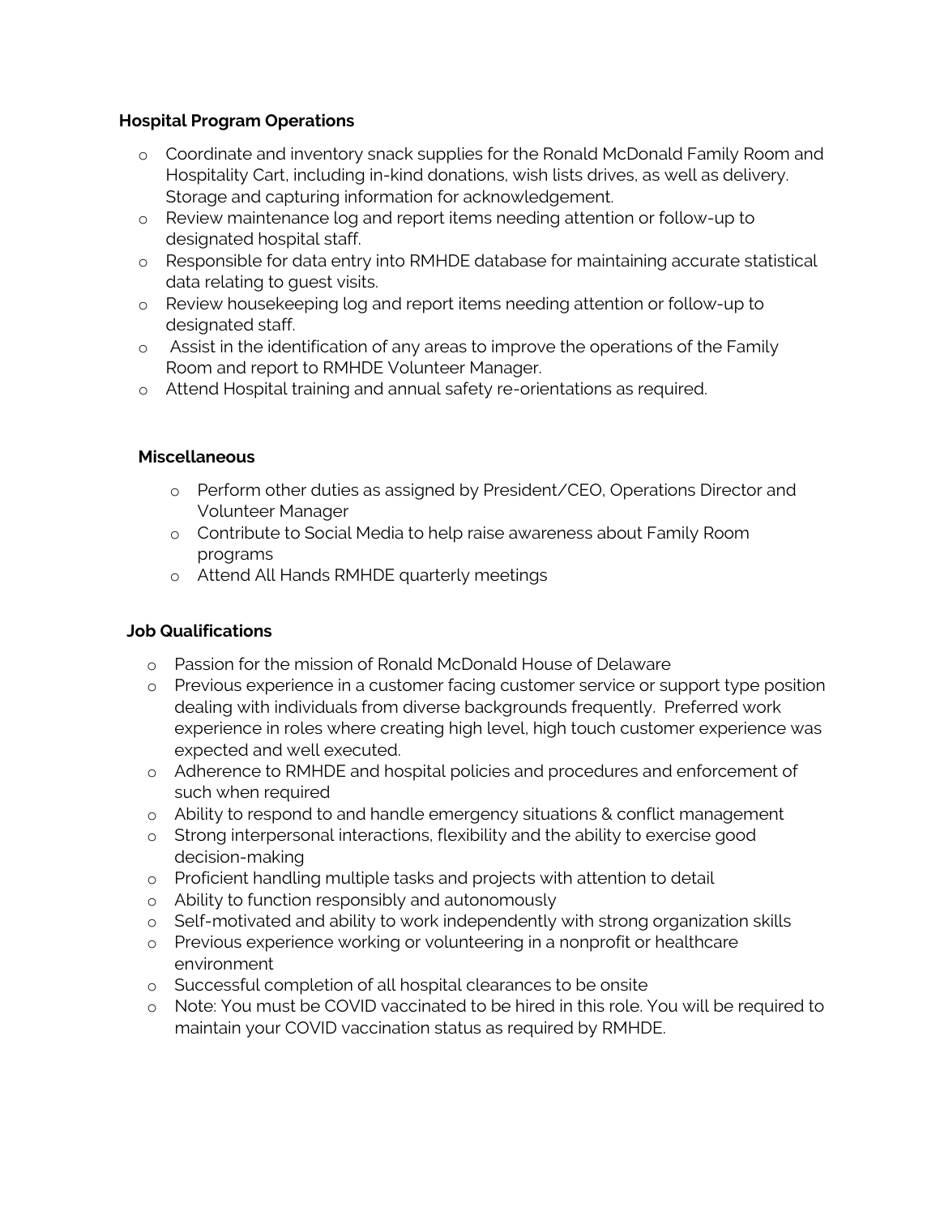**Hospital Program Operations**

- Coordinate and inventory snack supplies for the Ronald McDonald Family Room and Hospitality Cart, including in-kind donations, wish lists drives, as well as delivery. Storage and capturing information for acknowledgement.
- Review maintenance log and report items needing attention or follow-up to designated hospital staff.
- Responsible for data entry into RMHDE database for maintaining accurate statistical data relating to guest visits.
- Review housekeeping log and report items needing attention or follow-up to designated staff.
- Assist in the identification of any areas to improve the operations of the Family Room and report to RMHDE Volunteer Manager.
- Attend Hospital training and annual safety re-orientations as required.

**Miscellaneous**

- Perform other duties as assigned by President/CEO, Operations Director and Volunteer Manager
- Contribute to Social Media to help raise awareness about Family Room programs
- Attend All Hands RMHDE quarterly meetings

**Job Qualifications**

- Passion for the mission of Ronald McDonald House of Delaware
- Previous experience in a customer facing customer service or support type position dealing with individuals from diverse backgrounds frequently. Preferred work experience in roles where creating high level, high touch customer experience was expected and well executed.
- Adherence to RMHDE and hospital policies and procedures and enforcement of such when required
- Ability to respond to and handle emergency situations & conflict management
- Strong interpersonal interactions, flexibility and the ability to exercise good decision-making
- Proficient handling multiple tasks and projects with attention to detail
- Ability to function responsibly and autonomously
- Self-motivated and ability to work independently with strong organization skills
- Previous experience working or volunteering in a nonprofit or healthcare environment
- Successful completion of all hospital clearances to be onsite
- Note: You must be COVID vaccinated to be hired in this role. You will be required to maintain your COVID vaccination status as required by RMHDE.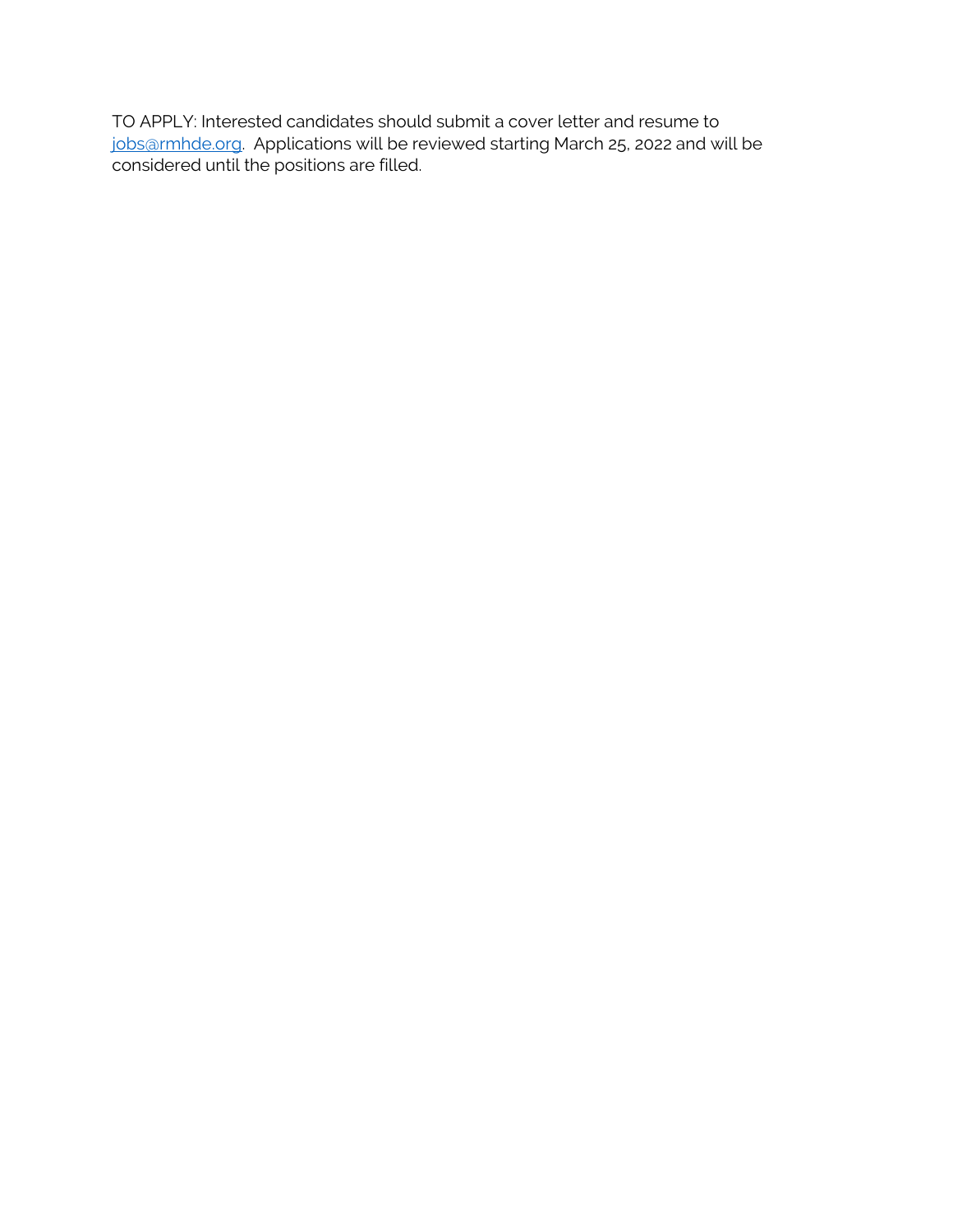TO APPLY: Interested candidates should submit a cover letter and resume to jobs@rmhde.org. Applications will be reviewed starting March 25, 2022 and will be considered until the positions are filled.